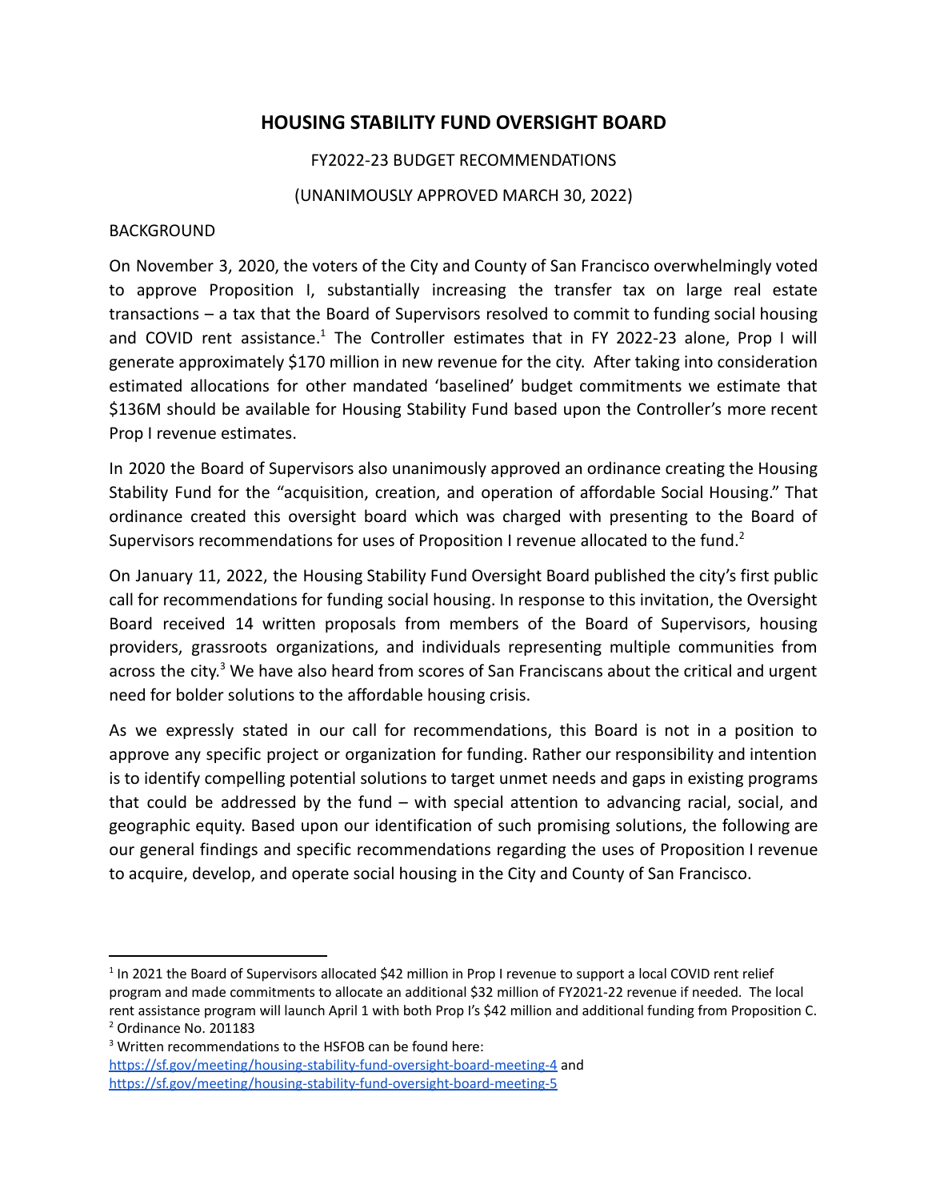# HOUSING STABILITY FUND OVERSIGHT BOARD

FY2022-23 BUDGET RECOMMENDATIONS

(UNANIMOUSLY APPROVED MARCH 30, 2022)

BACKGROUND

On November 3, 2020, the voters of the City and County of San Francisco overwhelmingly voted to approve Proposition I, substantially increasing the transfer tax on large real estate transactions – a tax that the Board of Supervisors resolved to commit to funding social housing and COVID rent assistance.[1] The Controller estimates that in FY 2022-23 alone, Prop I will generate approximately $170 million in new revenue for the city. After taking into consideration estimated allocations for other mandated 'baselined' budget commitments we estimate that $136M should be available for Housing Stability Fund based upon the Controller's more recent Prop I revenue estimates.

In 2020 the Board of Supervisors also unanimously approved an ordinance creating the Housing Stability Fund for the "acquisition, creation, and operation of affordable Social Housing." That ordinance created this oversight board which was charged with presenting to the Board of Supervisors recommendations for uses of Proposition I revenue allocated to the fund.[2]

On January 11, 2022, the Housing Stability Fund Oversight Board published the city's first public call for recommendations for funding social housing. In response to this invitation, the Oversight Board received 14 written proposals from members of the Board of Supervisors, housing providers, grassroots organizations, and individuals representing multiple communities from across the city.[3] We have also heard from scores of San Franciscans about the critical and urgent need for bolder solutions to the affordable housing crisis.

As we expressly stated in our call for recommendations, this Board is not in a position to approve any specific project or organization for funding. Rather our responsibility and intention is to identify compelling potential solutions to target unmet needs and gaps in existing programs that could be addressed by the fund – with special attention to advancing racial, social, and geographic equity. Based upon our identification of such promising solutions, the following are our general findings and specific recommendations regarding the uses of Proposition I revenue to acquire, develop, and operate social housing in the City and County of San Francisco.

---

[1] In 2021 the Board of Supervisors allocated $42 million in Prop I revenue to support a local COVID rent relief program and made commitments to allocate an additional $32 million of FY2021-22 revenue if needed. The local rent assistance program will launch April 1 with both Prop I's $42 million and additional funding from Proposition C.

[2] Ordinance No. 201183

[3] Written recommendations to the HSFOB can be found here: https://sf.gov/meeting/housing-stability-fund-oversight-board-meeting-4 and https://sf.gov/meeting/housing-stability-fund-oversight-board-meeting-5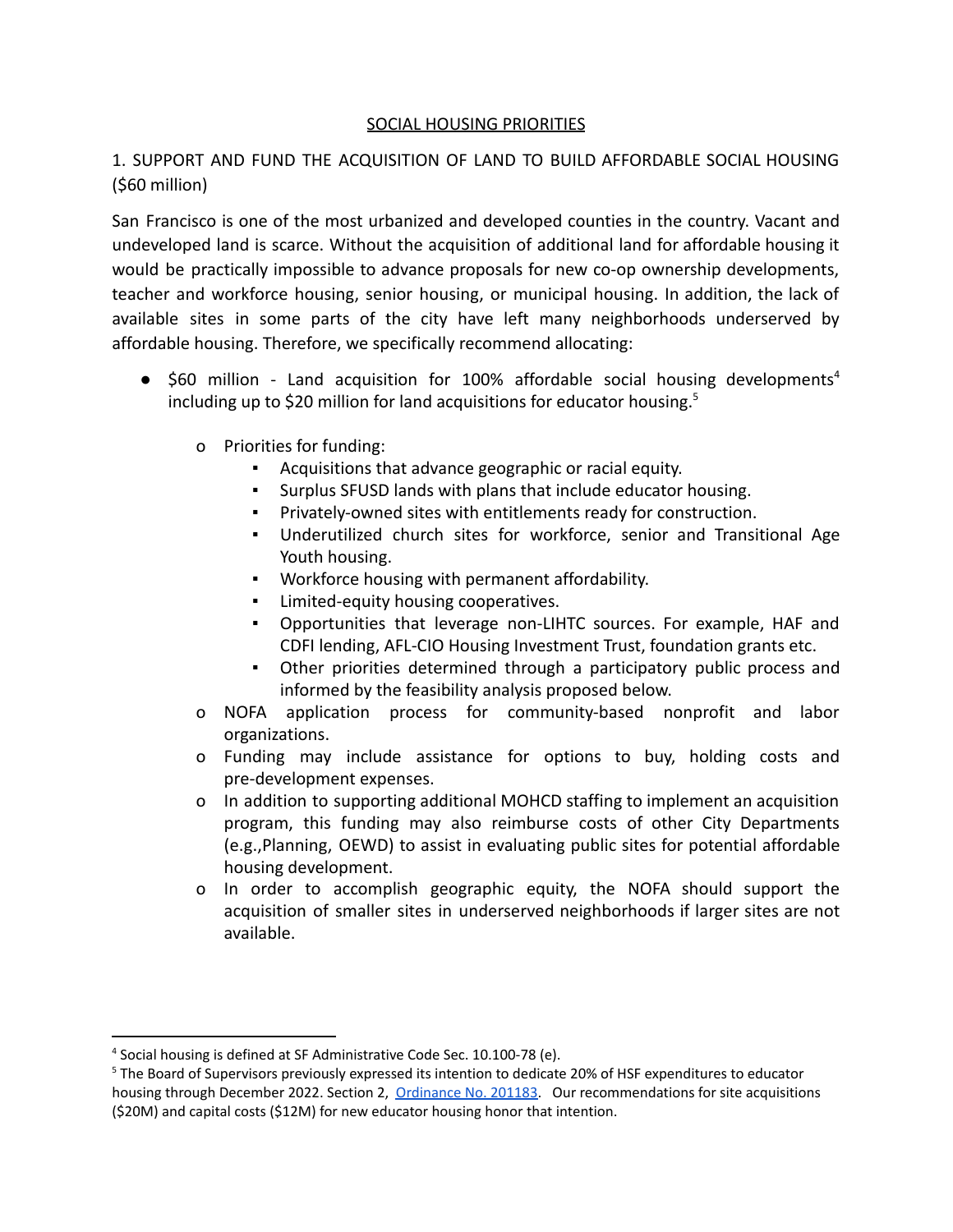## SOCIAL HOUSING PRIORITIES

### 1. SUPPORT AND FUND THE ACQUISITION OF LAND TO BUILD AFFORDABLE SOCIAL HOUSING ($60 million)

San Francisco is one of the most urbanized and developed counties in the country. Vacant and undeveloped land is scarce. Without the acquisition of additional land for affordable housing it would be practically impossible to advance proposals for new co-op ownership developments, teacher and workforce housing, senior housing, or municipal housing. In addition, the lack of available sites in some parts of the city have left many neighborhoods underserved by affordable housing. Therefore, we specifically recommend allocating:

- $60 million - Land acquisition for 100% affordable social housing developments[4] including up to $20 million for land acquisitions for educator housing.[5]
  - Priorities for funding:
    - Acquisitions that advance geographic or racial equity.
    - Surplus SFUSD lands with plans that include educator housing.
    - Privately-owned sites with entitlements ready for construction.
    - Underutilized church sites for workforce, senior and Transitional Age Youth housing.
    - Workforce housing with permanent affordability.
    - Limited-equity housing cooperatives.
    - Opportunities that leverage non-LIHTC sources. For example, HAF and CDFI lending, AFL-CIO Housing Investment Trust, foundation grants etc.
    - Other priorities determined through a participatory public process and informed by the feasibility analysis proposed below.
  - NOFA application process for community-based nonprofit and labor organizations.
  - Funding may include assistance for options to buy, holding costs and pre-development expenses.
  - In addition to supporting additional MOHCD staffing to implement an acquisition program, this funding may also reimburse costs of other City Departments (e.g.,Planning, OEWD) to assist in evaluating public sites for potential affordable housing development.
  - In order to accomplish geographic equity, the NOFA should support the acquisition of smaller sites in underserved neighborhoods if larger sites are not available.

---

[4] Social housing is defined at SF Administrative Code Sec. 10.100-78 (e).

[5] The Board of Supervisors previously expressed its intention to dedicate 20% of HSF expenditures to educator housing through December 2022. Section 2, [Ordinance No. 201183](). Our recommendations for site acquisitions ($20M) and capital costs ($12M) for new educator housing honor that intention.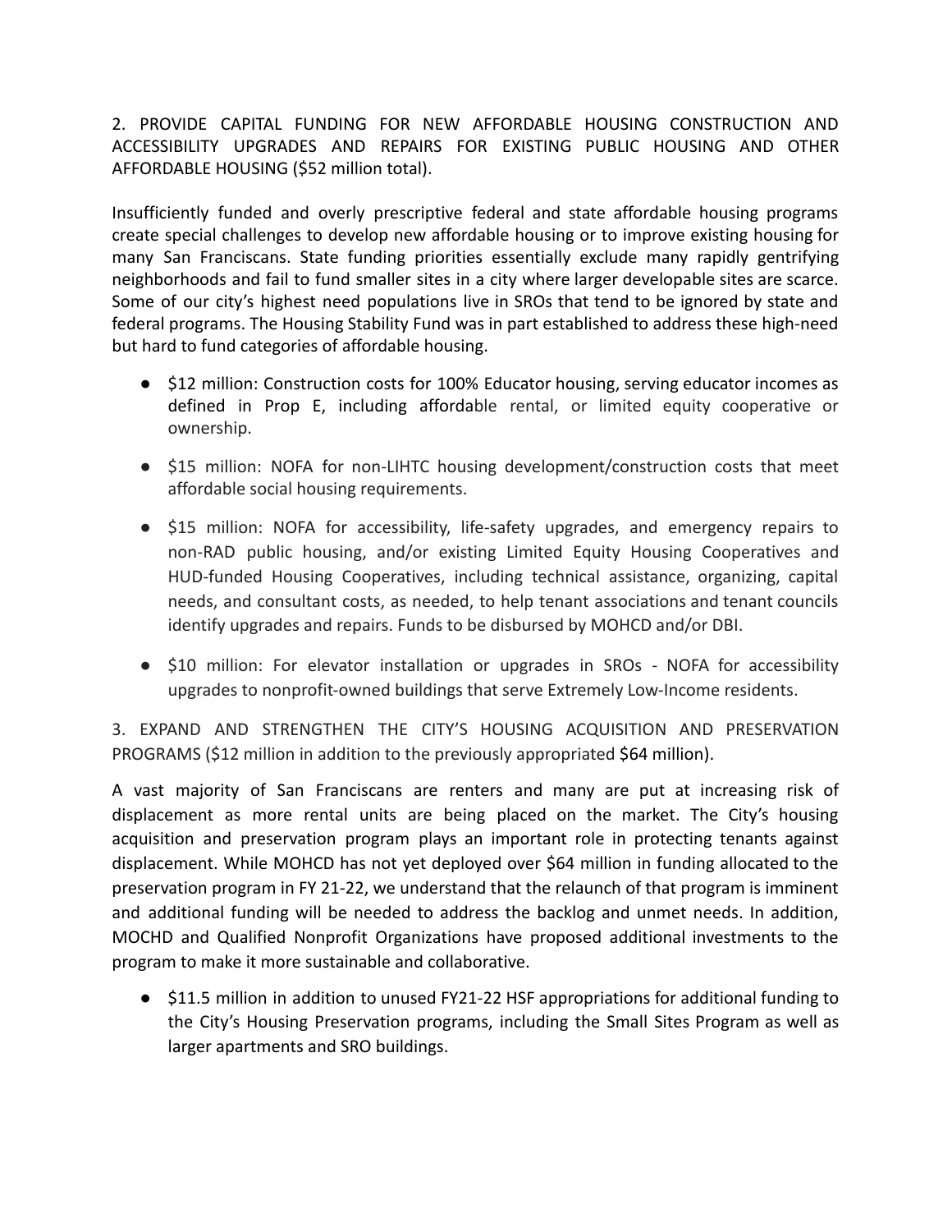2. PROVIDE CAPITAL FUNDING FOR NEW AFFORDABLE HOUSING CONSTRUCTION AND ACCESSIBILITY UPGRADES AND REPAIRS FOR EXISTING PUBLIC HOUSING AND OTHER AFFORDABLE HOUSING ($52 million total).

Insufficiently funded and overly prescriptive federal and state affordable housing programs create special challenges to develop new affordable housing or to improve existing housing for many San Franciscans. State funding priorities essentially exclude many rapidly gentrifying neighborhoods and fail to fund smaller sites in a city where larger developable sites are scarce. Some of our city's highest need populations live in SROs that tend to be ignored by state and federal programs. The Housing Stability Fund was in part established to address these high-need but hard to fund categories of affordable housing.

- $12 million: Construction costs for 100% Educator housing, serving educator incomes as defined in Prop E, including affordable rental, or limited equity cooperative or ownership.
- $15 million: NOFA for non-LIHTC housing development/construction costs that meet affordable social housing requirements.
- $15 million: NOFA for accessibility, life-safety upgrades, and emergency repairs to non-RAD public housing, and/or existing Limited Equity Housing Cooperatives and HUD-funded Housing Cooperatives, including technical assistance, organizing, capital needs, and consultant costs, as needed, to help tenant associations and tenant councils identify upgrades and repairs. Funds to be disbursed by MOHCD and/or DBI.
- $10 million: For elevator installation or upgrades in SROs - NOFA for accessibility upgrades to nonprofit-owned buildings that serve Extremely Low-Income residents.

3. EXPAND AND STRENGTHEN THE CITY'S HOUSING ACQUISITION AND PRESERVATION PROGRAMS ($12 million in addition to the previously appropriated $64 million).

A vast majority of San Franciscans are renters and many are put at increasing risk of displacement as more rental units are being placed on the market. The City's housing acquisition and preservation program plays an important role in protecting tenants against displacement. While MOHCD has not yet deployed over $64 million in funding allocated to the preservation program in FY 21-22, we understand that the relaunch of that program is imminent and additional funding will be needed to address the backlog and unmet needs. In addition, MOCHD and Qualified Nonprofit Organizations have proposed additional investments to the program to make it more sustainable and collaborative.

- $11.5 million in addition to unused FY21-22 HSF appropriations for additional funding to the City's Housing Preservation programs, including the Small Sites Program as well as larger apartments and SRO buildings.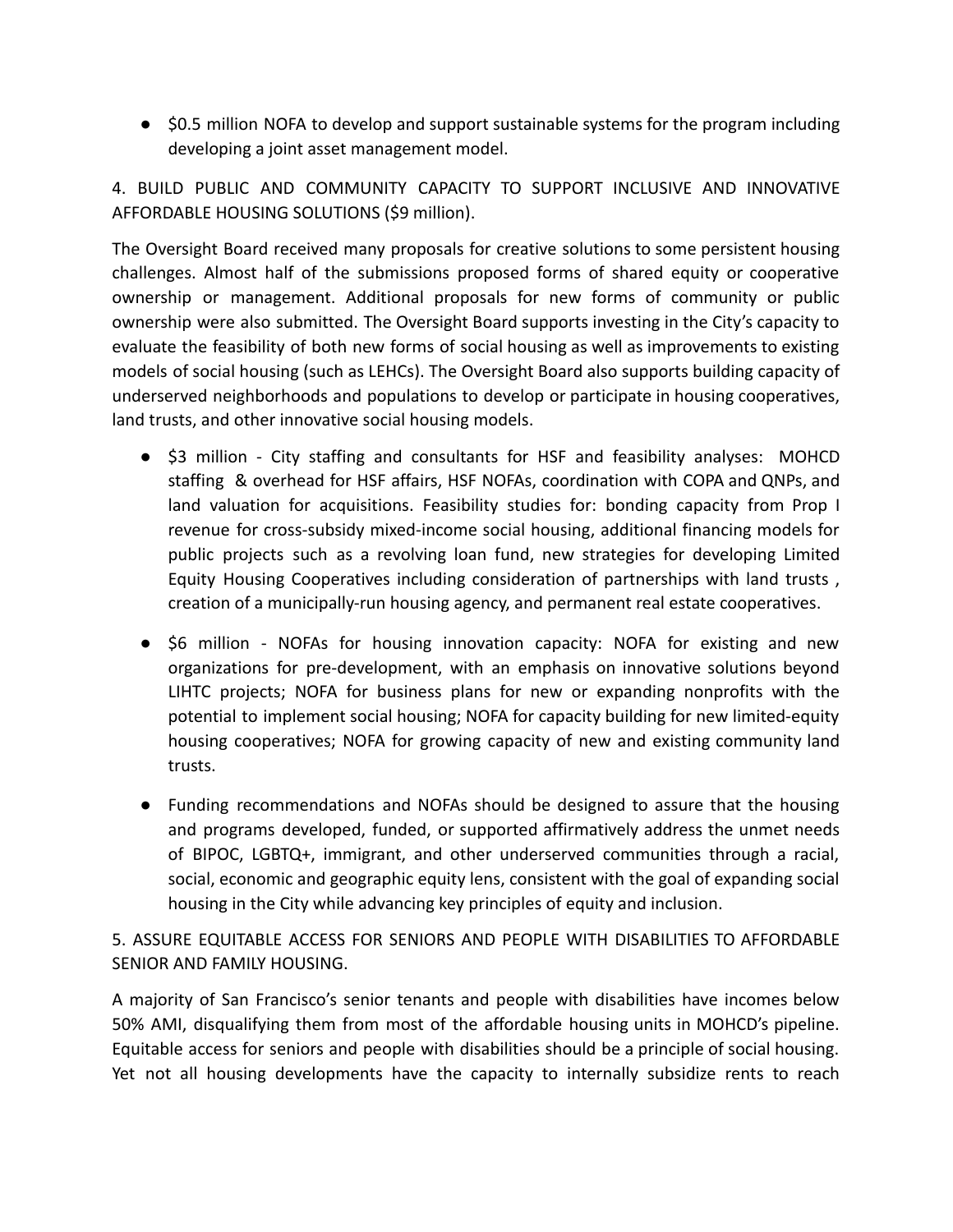- $0.5 million NOFA to develop and support sustainable systems for the program including developing a joint asset management model.

4. BUILD PUBLIC AND COMMUNITY CAPACITY TO SUPPORT INCLUSIVE AND INNOVATIVE AFFORDABLE HOUSING SOLUTIONS ($9 million).

The Oversight Board received many proposals for creative solutions to some persistent housing challenges. Almost half of the submissions proposed forms of shared equity or cooperative ownership or management. Additional proposals for new forms of community or public ownership were also submitted. The Oversight Board supports investing in the City's capacity to evaluate the feasibility of both new forms of social housing as well as improvements to existing models of social housing (such as LEHCs). The Oversight Board also supports building capacity of underserved neighborhoods and populations to develop or participate in housing cooperatives, land trusts, and other innovative social housing models.

- $3 million - City staffing and consultants for HSF and feasibility analyses: MOHCD staffing & overhead for HSF affairs, HSF NOFAs, coordination with COPA and QNPs, and land valuation for acquisitions. Feasibility studies for: bonding capacity from Prop I revenue for cross-subsidy mixed-income social housing, additional financing models for public projects such as a revolving loan fund, new strategies for developing Limited Equity Housing Cooperatives including consideration of partnerships with land trusts , creation of a municipally-run housing agency, and permanent real estate cooperatives.

- $6 million - NOFAs for housing innovation capacity: NOFA for existing and new organizations for pre-development, with an emphasis on innovative solutions beyond LIHTC projects; NOFA for business plans for new or expanding nonprofits with the potential to implement social housing; NOFA for capacity building for new limited-equity housing cooperatives; NOFA for growing capacity of new and existing community land trusts.

- Funding recommendations and NOFAs should be designed to assure that the housing and programs developed, funded, or supported affirmatively address the unmet needs of BIPOC, LGBTQ+, immigrant, and other underserved communities through a racial, social, economic and geographic equity lens, consistent with the goal of expanding social housing in the City while advancing key principles of equity and inclusion.

5. ASSURE EQUITABLE ACCESS FOR SENIORS AND PEOPLE WITH DISABILITIES TO AFFORDABLE SENIOR AND FAMILY HOUSING.

A majority of San Francisco's senior tenants and people with disabilities have incomes below 50% AMI, disqualifying them from most of the affordable housing units in MOHCD's pipeline. Equitable access for seniors and people with disabilities should be a principle of social housing. Yet not all housing developments have the capacity to internally subsidize rents to reach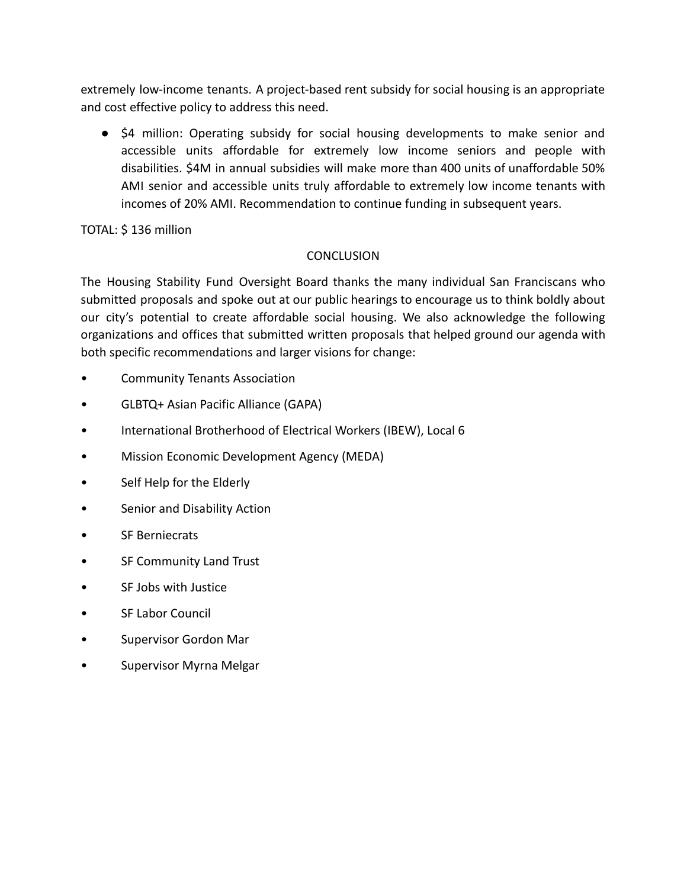extremely low-income tenants. A project-based rent subsidy for social housing is an appropriate and cost effective policy to address this need.

- $4 million: Operating subsidy for social housing developments to make senior and accessible units affordable for extremely low income seniors and people with disabilities. $4M in annual subsidies will make more than 400 units of unaffordable 50% AMI senior and accessible units truly affordable to extremely low income tenants with incomes of 20% AMI. Recommendation to continue funding in subsequent years.

TOTAL: $ 136 million

## CONCLUSION

The Housing Stability Fund Oversight Board thanks the many individual San Franciscans who submitted proposals and spoke out at our public hearings to encourage us to think boldly about our city's potential to create affordable social housing. We also acknowledge the following organizations and offices that submitted written proposals that helped ground our agenda with both specific recommendations and larger visions for change:

- Community Tenants Association
- GLBTQ+ Asian Pacific Alliance (GAPA)
- International Brotherhood of Electrical Workers (IBEW), Local 6
- Mission Economic Development Agency (MEDA)
- Self Help for the Elderly
- Senior and Disability Action
- SF Berniecrats
- SF Community Land Trust
- SF Jobs with Justice
- SF Labor Council
- Supervisor Gordon Mar
- Supervisor Myrna Melgar